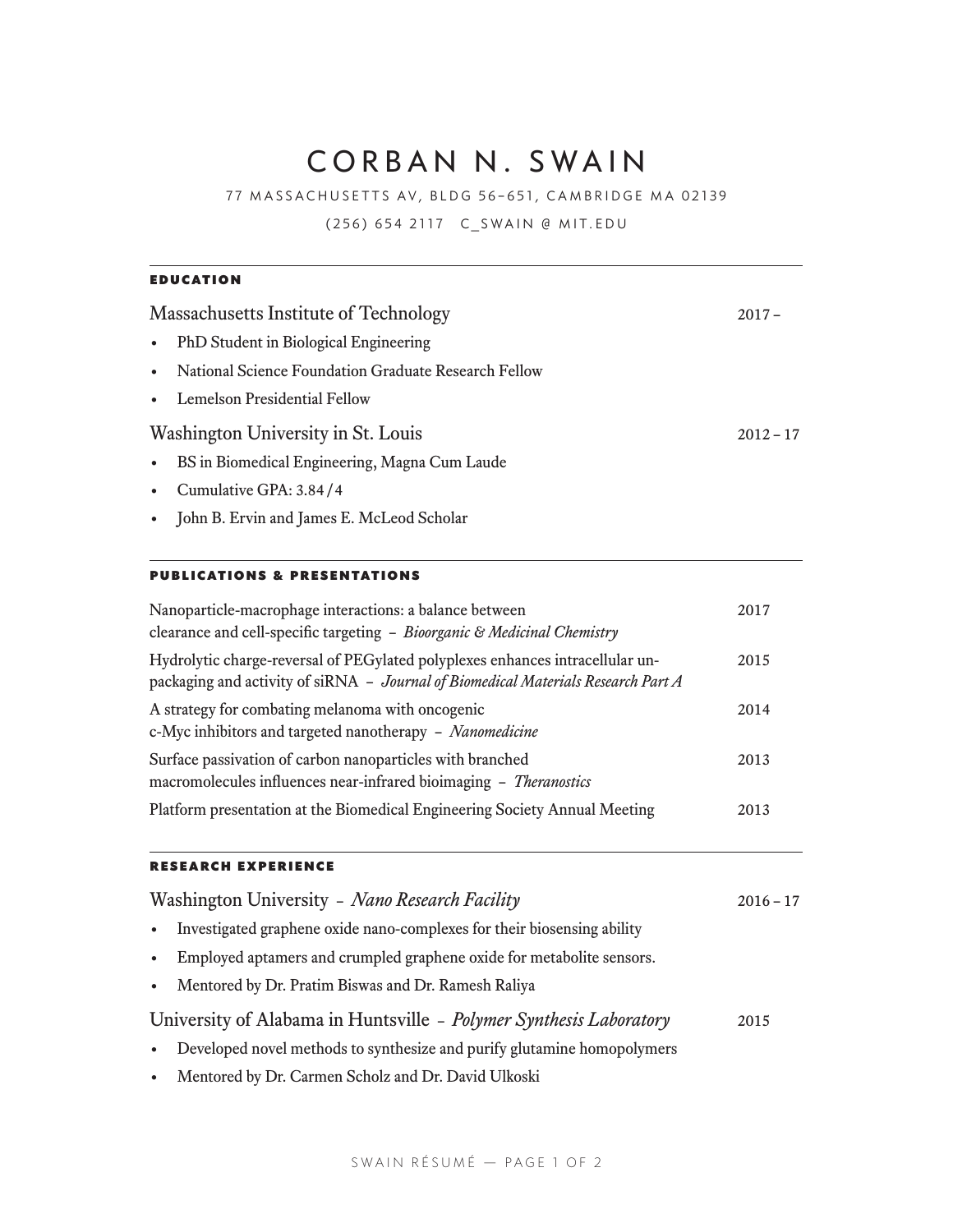# CORBAN N. SWAIN

77 MASSACHUSETTS AV, BLDG 56–651, CAMBRIDGE MA 02139

(256) 654 2117 C_SWAIN @ MIT.EDU

## EDUCATION

### Massachusetts Institute of Technology — 2017 –

- PhD Student in Biological Engineering
- National Science Foundation Graduate Research Fellow
- Lemelson Presidential Fellow

### Washington University in St. Louis — 2012 – 17

- BS in Biomedical Engineering, Magna Cum Laude
- Cumulative GPA: 3.84 / 4
- John B. Ervin and James E. McLeod Scholar

## PUBLICATIONS & PRESENTATIONS

- Nanoparticle-macrophage interactions: a balance between clearance and cell-specific targeting – *Bioorganic & Medicinal Chemistry* — 2017
- Hydrolytic charge-reversal of PEGylated polyplexes enhances intracellular unpackaging and activity of siRNA – *Journal of Biomedical Materials Research Part A* — 2015
- A strategy for combating melanoma with oncogenic c-Myc inhibitors and targeted nanotherapy – *Nanomedicine* — 2014
- Surface passivation of carbon nanoparticles with branched macromolecules influences near-infrared bioimaging – *Theranostics* — 2013
- Platform presentation at the Biomedical Engineering Society Annual Meeting — 2013

## RESEARCH EXPERIENCE

### Washington University – *Nano Research Facility* — 2016 – 17

- Investigated graphene oxide nano-complexes for their biosensing ability
- Employed aptamers and crumpled graphene oxide for metabolite sensors.
- Mentored by Dr. Pratim Biswas and Dr. Ramesh Raliya

### University of Alabama in Huntsville – *Polymer Synthesis Laboratory* — 2015

- Developed novel methods to synthesize and purify glutamine homopolymers
- Mentored by Dr. Carmen Scholz and Dr. David Ulkoski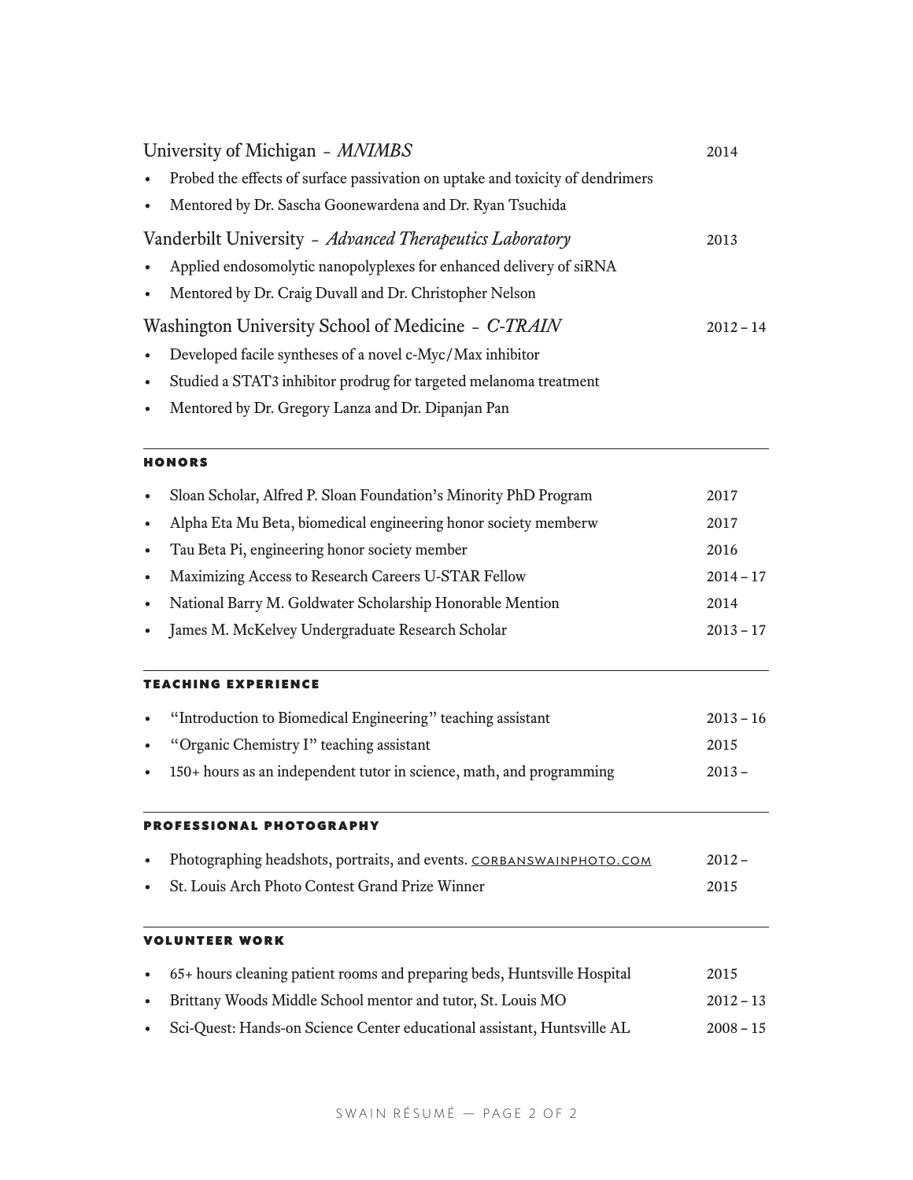### University of Michigan - *MNIMBS* — 2014

- Probed the effects of surface passivation on uptake and toxicity of dendrimers
- Mentored by Dr. Sascha Goonewardena and Dr. Ryan Tsuchida

### Vanderbilt University - *Advanced Therapeutics Laboratory* — 2013

- Applied endosomolytic nanopolyplexes for enhanced delivery of siRNA
- Mentored by Dr. Craig Duvall and Dr. Christopher Nelson

### Washington University School of Medicine - *C-TRAIN* — 2012 – 14

- Developed facile syntheses of a novel c-Myc/Max inhibitor
- Studied a STAT3 inhibitor prodrug for targeted melanoma treatment
- Mentored by Dr. Gregory Lanza and Dr. Dipanjan Pan

## HONORS

- Sloan Scholar, Alfred P. Sloan Foundation's Minority PhD Program — 2017
- Alpha Eta Mu Beta, biomedical engineering honor society memberw — 2017
- Tau Beta Pi, engineering honor society member — 2016
- Maximizing Access to Research Careers U-STAR Fellow — 2014 – 17
- National Barry M. Goldwater Scholarship Honorable Mention — 2014
- James M. McKelvey Undergraduate Research Scholar — 2013 – 17

## TEACHING EXPERIENCE

- "Introduction to Biomedical Engineering" teaching assistant — 2013 – 16
- "Organic Chemistry I" teaching assistant — 2015
- 150+ hours as an independent tutor in science, math, and programming — 2013 –

## PROFESSIONAL PHOTOGRAPHY

- Photographing headshots, portraits, and events. corbanswainphoto.com — 2012 –
- St. Louis Arch Photo Contest Grand Prize Winner — 2015

## VOLUNTEER WORK

- 65+ hours cleaning patient rooms and preparing beds, Huntsville Hospital — 2015
- Brittany Woods Middle School mentor and tutor, St. Louis MO — 2012 – 13
- Sci-Quest: Hands-on Science Center educational assistant, Huntsville AL — 2008 – 15